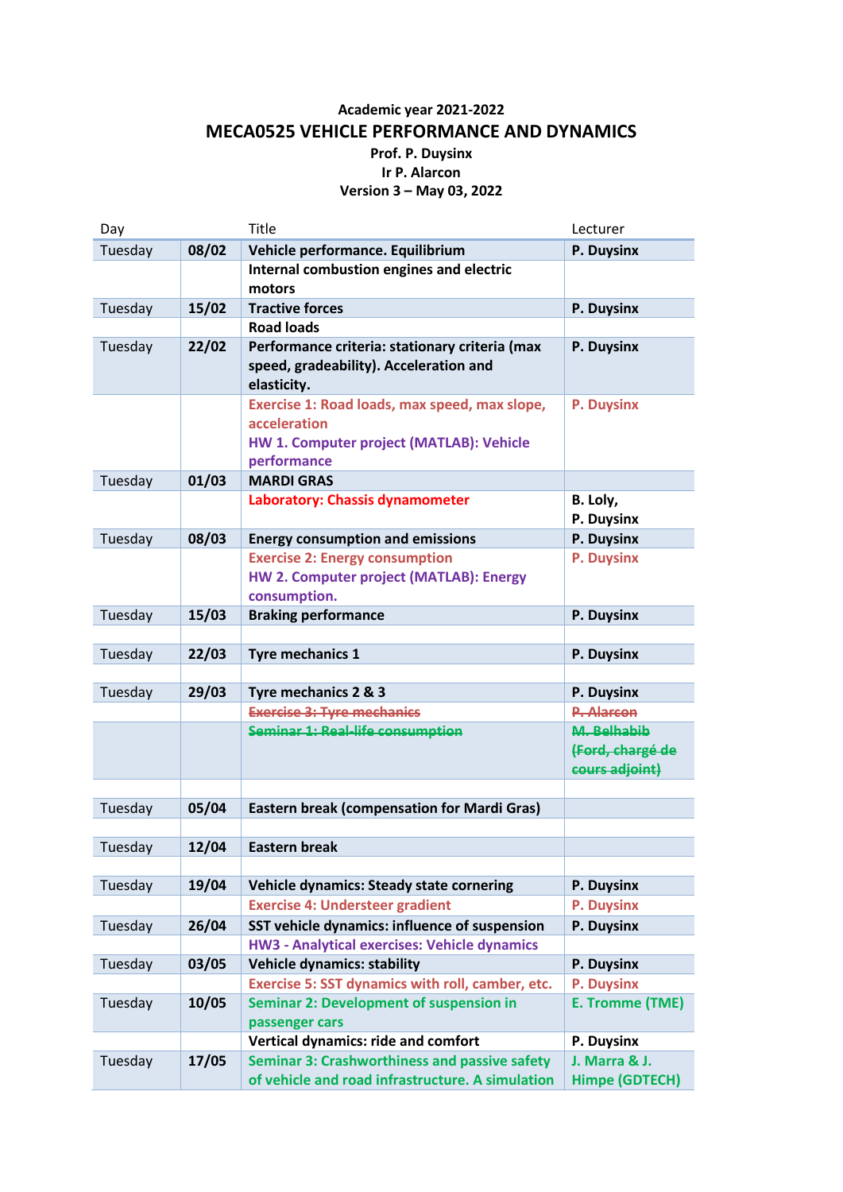**Academic year 2021-2022**

# MECA0525 VEHICLE PERFORMANCE AND DYNAMICS

**Prof. P. Duysinx**
**Ir P. Alarcon**
**Version 3 – May 03, 2022**

| Day | | Title | Lecturer |
|---|---|---|---|
| Tuesday | 08/02 | **Vehicle performance. Equilibrium** | **P. Duysinx** |
| | | **Internal combustion engines and electric motors** | |
| Tuesday | 15/02 | **Tractive forces** | **P. Duysinx** |
| | | **Road loads** | |
| Tuesday | 22/02 | **Performance criteria: stationary criteria (max speed, gradeability). Acceleration and elasticity.** | **P. Duysinx** |
| | | **Exercise 1: Road loads, max speed, max slope, acceleration** <br> **HW 1. Computer project (MATLAB): Vehicle performance** | **P. Duysinx** |
| Tuesday | 01/03 | **MARDI GRAS** | |
| | | **Laboratory: Chassis dynamometer** | **B. Loly, P. Duysinx** |
| Tuesday | 08/03 | **Energy consumption and emissions** | **P. Duysinx** |
| | | **Exercise 2: Energy consumption** <br> **HW 2. Computer project (MATLAB): Energy consumption.** | **P. Duysinx** |
| Tuesday | 15/03 | **Braking performance** | **P. Duysinx** |
| | | | |
| Tuesday | 22/03 | **Tyre mechanics 1** | **P. Duysinx** |
| | | | |
| Tuesday | 29/03 | **Tyre mechanics 2 & 3** | **P. Duysinx** |
| | | ~~**Exercise 3: Tyre mechanics**~~ | ~~**P. Alarcon**~~ |
| | | ~~**Seminar 1: Real-life consumption**~~ | ~~**M. Belhabib (Ford, chargé de cours adjoint)**~~ |
| | | | |
| Tuesday | 05/04 | **Eastern break (compensation for Mardi Gras)** | |
| | | | |
| Tuesday | 12/04 | **Eastern break** | |
| | | | |
| Tuesday | 19/04 | **Vehicle dynamics: Steady state cornering** | **P. Duysinx** |
| | | **Exercise 4: Understeer gradient** | **P. Duysinx** |
| Tuesday | 26/04 | **SST vehicle dynamics: influence of suspension** | **P. Duysinx** |
| | | **HW3 - Analytical exercises: Vehicle dynamics** | |
| Tuesday | 03/05 | **Vehicle dynamics: stability** | **P. Duysinx** |
| | | **Exercise 5: SST dynamics with roll, camber, etc.** | **P. Duysinx** |
| Tuesday | 10/05 | **Seminar 2: Development of suspension in passenger cars** | **E. Tromme (TME)** |
| | | **Vertical dynamics: ride and comfort** | **P. Duysinx** |
| Tuesday | 17/05 | **Seminar 3: Crashworthiness and passive safety of vehicle and road infrastructure. A simulation** | **J. Marra & J. Himpe (GDTECH)** |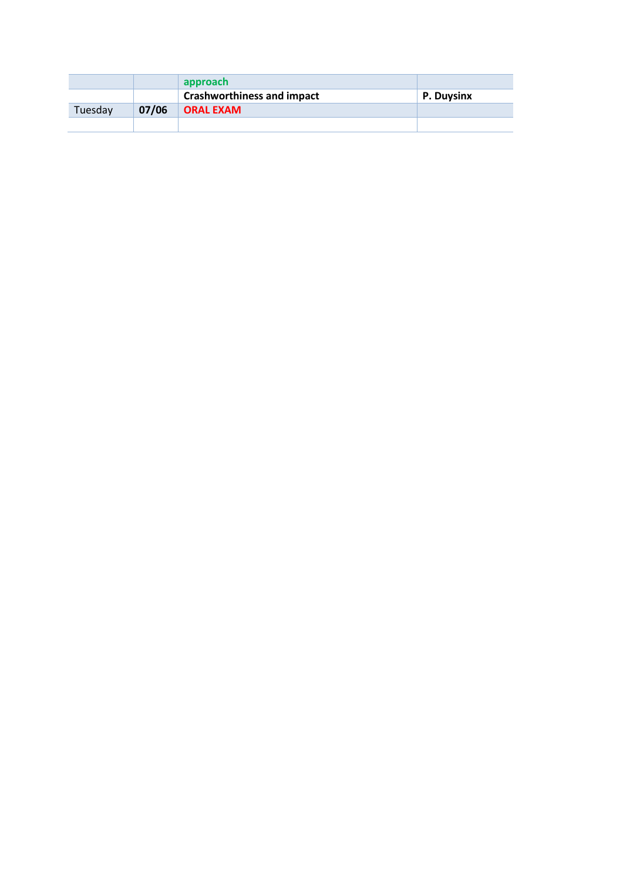| | | | |
|---|---|---|---|
| | | approach | |
| | | **Crashworthiness and impact** | **P. Duysinx** |
| Tuesday | **07/06** | **ORAL EXAM** | |
| | | | |